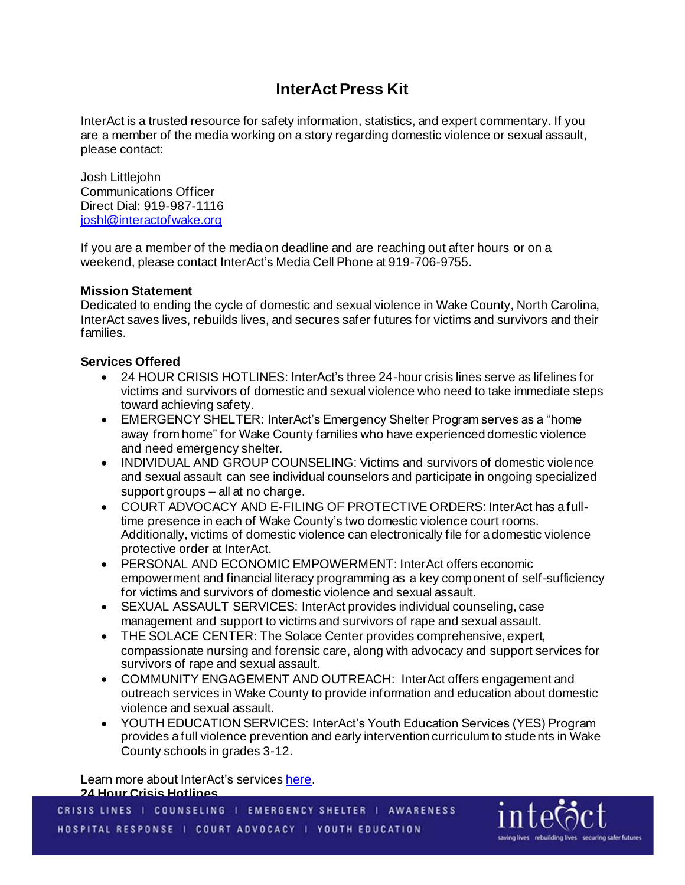# InterAct Press Kit

InterAct is a trusted resource for safety information, statistics, and expert commentary. If you are a member of the media working on a story regarding domestic violence or sexual assault, please contact:

Josh Littlejohn
Communications Officer
Direct Dial: 919-987-1116
[joshl@interactofwake.org](mailto:joshl@interactofwake.org)

If you are a member of the media on deadline and are reaching out after hours or on a weekend, please contact InterAct's Media Cell Phone at 919-706-9755.

**Mission Statement**
Dedicated to ending the cycle of domestic and sexual violence in Wake County, North Carolina, InterAct saves lives, rebuilds lives, and secures safer futures for victims and survivors and their families.

**Services Offered**

- 24 HOUR CRISIS HOTLINES: InterAct's three 24-hour crisis lines serve as lifelines for victims and survivors of domestic and sexual violence who need to take immediate steps toward achieving safety.
- EMERGENCY SHELTER: InterAct's Emergency Shelter Program serves as a "home away from home" for Wake County families who have experienced domestic violence and need emergency shelter.
- INDIVIDUAL AND GROUP COUNSELING: Victims and survivors of domestic violence and sexual assault can see individual counselors and participate in ongoing specialized support groups – all at no charge.
- COURT ADVOCACY AND E-FILING OF PROTECTIVE ORDERS: InterAct has a full-time presence in each of Wake County's two domestic violence court rooms. Additionally, victims of domestic violence can electronically file for a domestic violence protective order at InterAct.
- PERSONAL AND ECONOMIC EMPOWERMENT: InterAct offers economic empowerment and financial literacy programming as a key component of self-sufficiency for victims and survivors of domestic violence and sexual assault.
- SEXUAL ASSAULT SERVICES: InterAct provides individual counseling, case management and support to victims and survivors of rape and sexual assault.
- THE SOLACE CENTER: The Solace Center provides comprehensive, expert, compassionate nursing and forensic care, along with advocacy and support services for survivors of rape and sexual assault.
- COMMUNITY ENGAGEMENT AND OUTREACH: InterAct offers engagement and outreach services in Wake County to provide information and education about domestic violence and sexual assault.
- YOUTH EDUCATION SERVICES: InterAct's Youth Education Services (YES) Program provides a full violence prevention and early intervention curriculum to students in Wake County schools in grades 3-12.

Learn more about InterAct's services here.

**24 Hour Crisis Hotlines**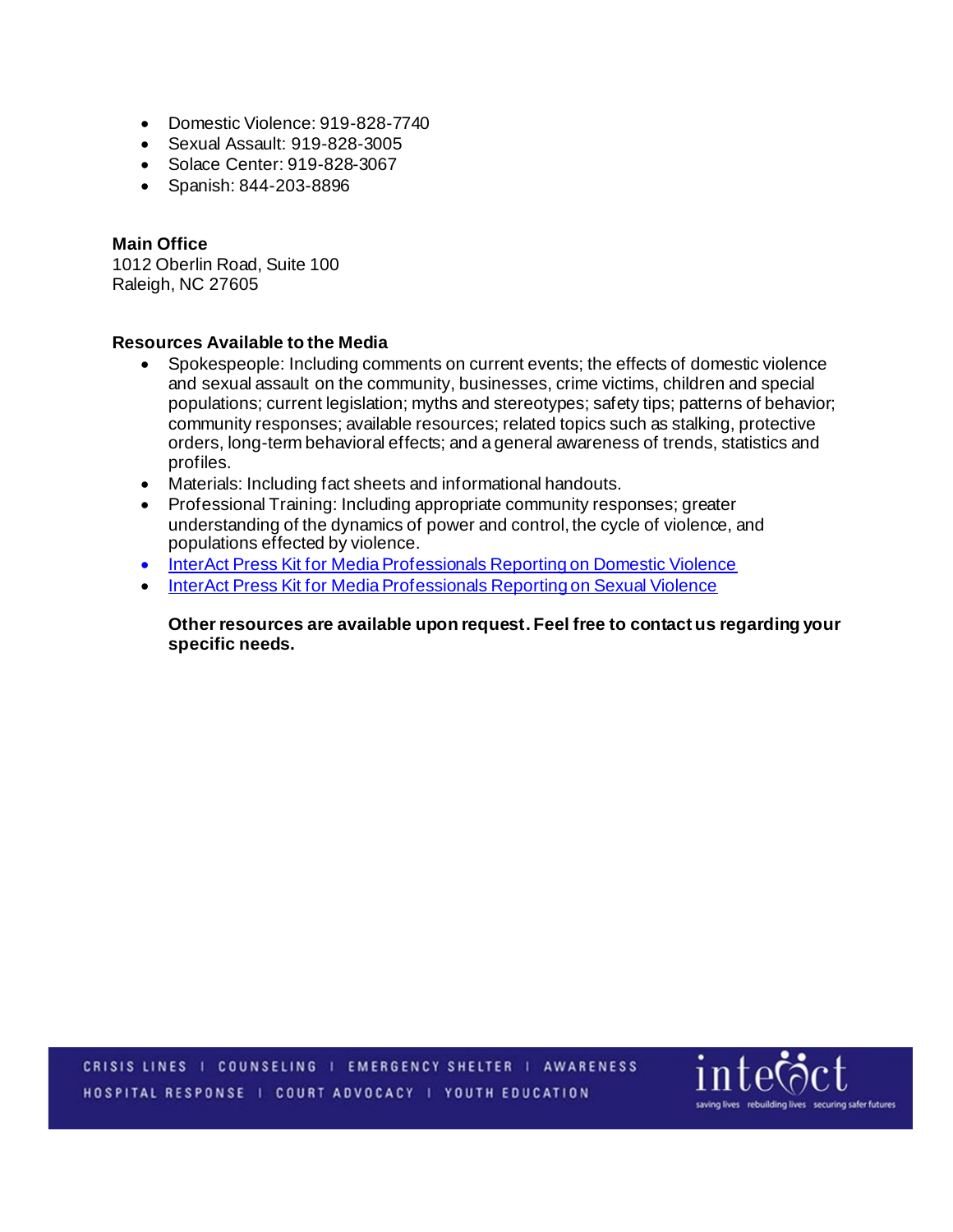- Domestic Violence: 919-828-7740
- Sexual Assault: 919-828-3005
- Solace Center: 919-828-3067
- Spanish: 844-203-8896

**Main Office**
1012 Oberlin Road, Suite 100
Raleigh, NC 27605

**Resources Available to the Media**

- Spokespeople: Including comments on current events; the effects of domestic violence and sexual assault on the community, businesses, crime victims, children and special populations; current legislation; myths and stereotypes; safety tips; patterns of behavior; community responses; available resources; related topics such as stalking, protective orders, long-term behavioral effects; and a general awareness of trends, statistics and profiles.
- Materials: Including fact sheets and informational handouts.
- Professional Training: Including appropriate community responses; greater understanding of the dynamics of power and control, the cycle of violence, and populations effected by violence.
- InterAct Press Kit for Media Professionals Reporting on Domestic Violence
- InterAct Press Kit for Media Professionals Reporting on Sexual Violence

**Other resources are available upon request. Feel free to contact us regarding your specific needs.**

CRISIS LINES | COUNSELING | EMERGENCY SHELTER | AWARENESS
HOSPITAL RESPONSE | COURT ADVOCACY | YOUTH EDUCATION

interact
saving lives rebuilding lives securing safer futures